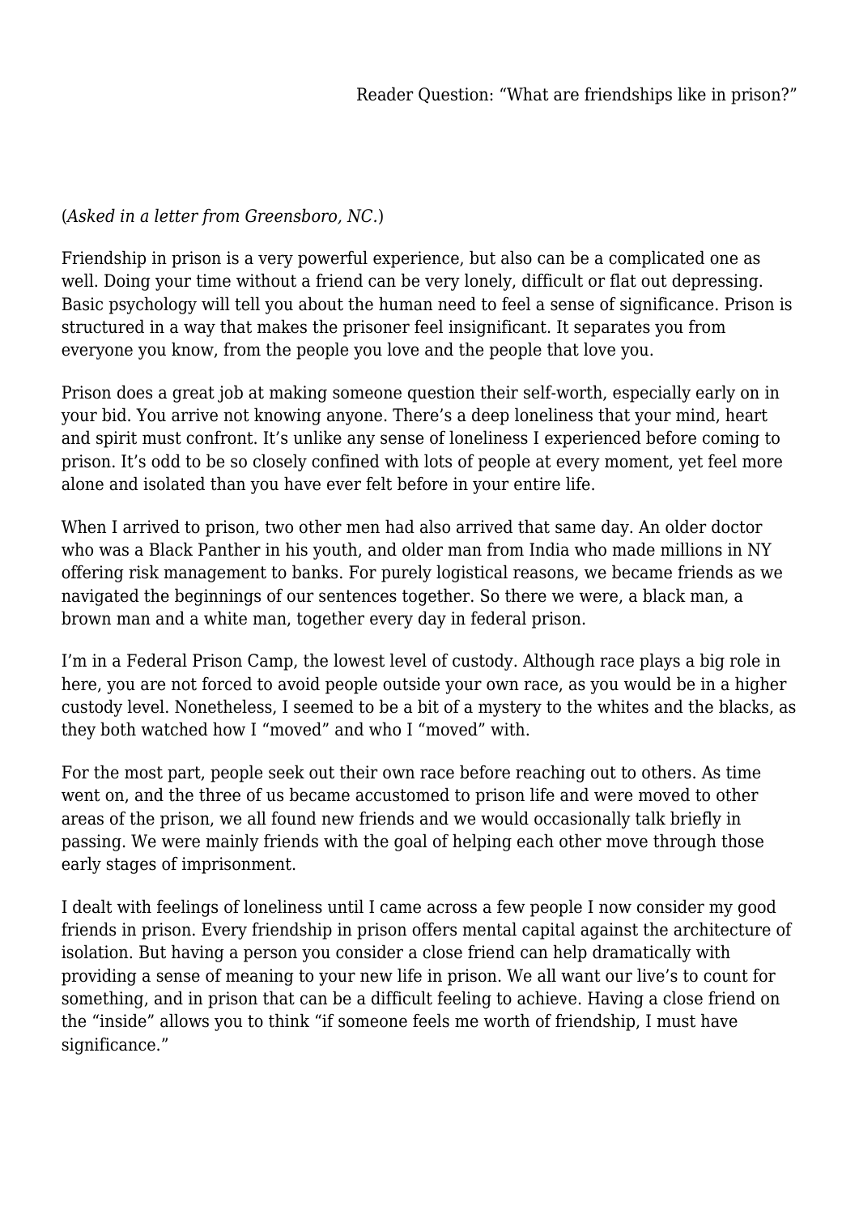# Reader Question: "What are friendships like in prison?"

(*Asked in a letter from Greensboro, NC.*)

Friendship in prison is a very powerful experience, but also can be a complicated one as well. Doing your time without a friend can be very lonely, difficult or flat out depressing. Basic psychology will tell you about the human need to feel a sense of significance. Prison is structured in a way that makes the prisoner feel insignificant. It separates you from everyone you know, from the people you love and the people that love you.

Prison does a great job at making someone question their self-worth, especially early on in your bid. You arrive not knowing anyone. There's a deep loneliness that your mind, heart and spirit must confront. It's unlike any sense of loneliness I experienced before coming to prison. It's odd to be so closely confined with lots of people at every moment, yet feel more alone and isolated than you have ever felt before in your entire life.

When I arrived to prison, two other men had also arrived that same day. An older doctor who was a Black Panther in his youth, and older man from India who made millions in NY offering risk management to banks. For purely logistical reasons, we became friends as we navigated the beginnings of our sentences together. So there we were, a black man, a brown man and a white man, together every day in federal prison.

I'm in a Federal Prison Camp, the lowest level of custody. Although race plays a big role in here, you are not forced to avoid people outside your own race, as you would be in a higher custody level. Nonetheless, I seemed to be a bit of a mystery to the whites and the blacks, as they both watched how I "moved" and who I "moved" with.

For the most part, people seek out their own race before reaching out to others. As time went on, and the three of us became accustomed to prison life and were moved to other areas of the prison, we all found new friends and we would occasionally talk briefly in passing. We were mainly friends with the goal of helping each other move through those early stages of imprisonment.

I dealt with feelings of loneliness until I came across a few people I now consider my good friends in prison. Every friendship in prison offers mental capital against the architecture of isolation. But having a person you consider a close friend can help dramatically with providing a sense of meaning to your new life in prison. We all want our live's to count for something, and in prison that can be a difficult feeling to achieve. Having a close friend on the "inside" allows you to think "if someone feels me worth of friendship, I must have significance."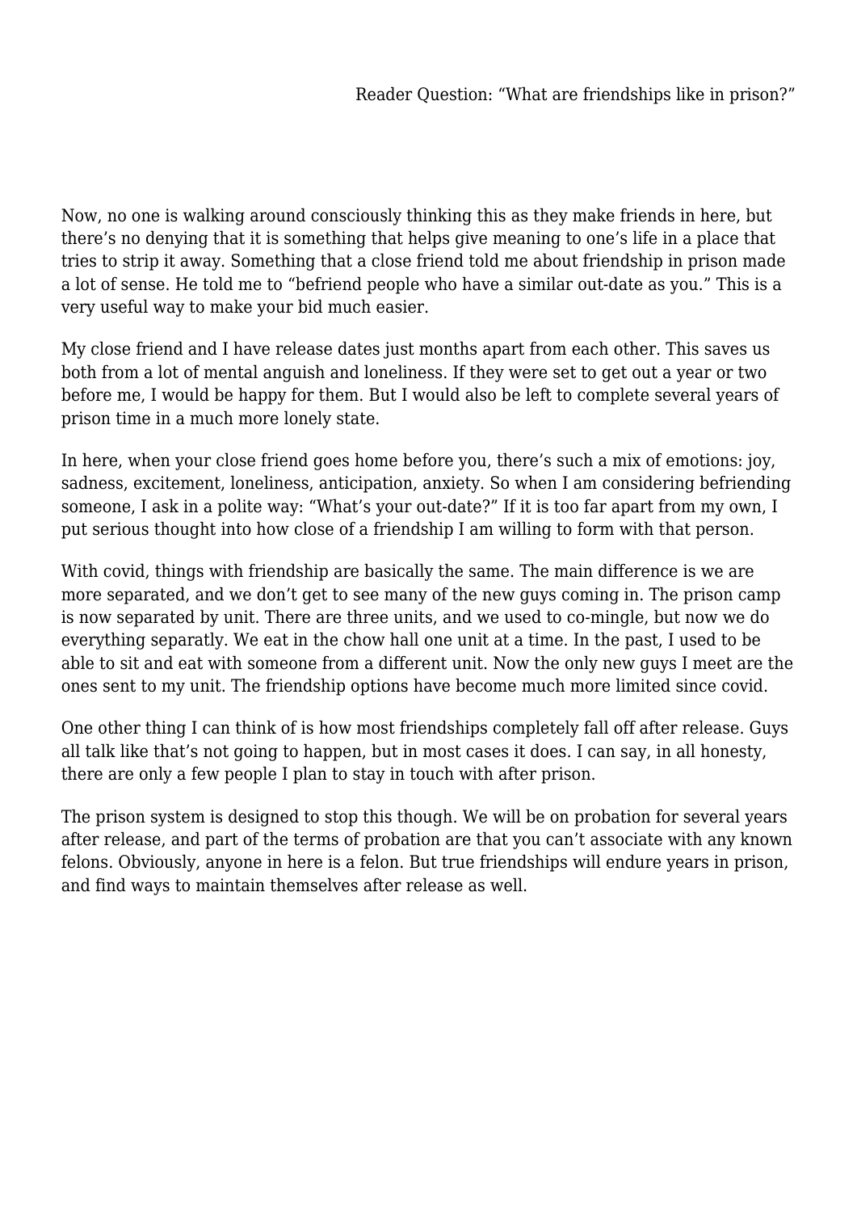Now, no one is walking around consciously thinking this as they make friends in here, but there's no denying that it is something that helps give meaning to one's life in a place that tries to strip it away. Something that a close friend told me about friendship in prison made a lot of sense. He told me to "befriend people who have a similar out-date as you." This is a very useful way to make your bid much easier.

My close friend and I have release dates just months apart from each other. This saves us both from a lot of mental anguish and loneliness. If they were set to get out a year or two before me, I would be happy for them. But I would also be left to complete several years of prison time in a much more lonely state.

In here, when your close friend goes home before you, there's such a mix of emotions: joy, sadness, excitement, loneliness, anticipation, anxiety. So when I am considering befriending someone, I ask in a polite way: "What's your out-date?" If it is too far apart from my own, I put serious thought into how close of a friendship I am willing to form with that person.

With covid, things with friendship are basically the same. The main difference is we are more separated, and we don't get to see many of the new guys coming in. The prison camp is now separated by unit. There are three units, and we used to co-mingle, but now we do everything separatly. We eat in the chow hall one unit at a time. In the past, I used to be able to sit and eat with someone from a different unit. Now the only new guys I meet are the ones sent to my unit. The friendship options have become much more limited since covid.

One other thing I can think of is how most friendships completely fall off after release. Guys all talk like that's not going to happen, but in most cases it does. I can say, in all honesty, there are only a few people I plan to stay in touch with after prison.

The prison system is designed to stop this though. We will be on probation for several years after release, and part of the terms of probation are that you can't associate with any known felons. Obviously, anyone in here is a felon. But true friendships will endure years in prison, and find ways to maintain themselves after release as well.